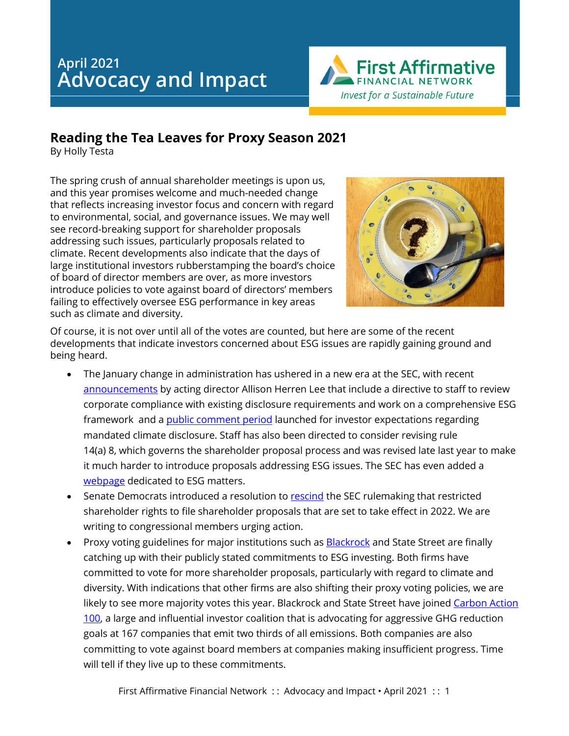April 2021
# Advocacy and Impact

First Affirmative FINANCIAL NETWORK
*Invest for a Sustainable Future*

## Reading the Tea Leaves for Proxy Season 2021

By Holly Testa

The spring crush of annual shareholder meetings is upon us, and this year promises welcome and much-needed change that reflects increasing investor focus and concern with regard to environmental, social, and governance issues. We may well see record-breaking support for shareholder proposals addressing such issues, particularly proposals related to climate. Recent developments also indicate that the days of large institutional investors rubberstamping the board's choice of board of director members are over, as more investors introduce policies to vote against board of directors' members failing to effectively oversee ESG performance in key areas such as climate and diversity.

Of course, it is not over until all of the votes are counted, but here are some of the recent developments that indicate investors concerned about ESG issues are rapidly gaining ground and being heard.

- The January change in administration has ushered in a new era at the SEC, with recent announcements by acting director Allison Herren Lee that include a directive to staff to review corporate compliance with existing disclosure requirements and work on a comprehensive ESG framework and a public comment period launched for investor expectations regarding mandated climate disclosure. Staff has also been directed to consider revising rule 14(a) 8, which governs the shareholder proposal process and was revised late last year to make it much harder to introduce proposals addressing ESG issues. The SEC has even added a webpage dedicated to ESG matters.
- Senate Democrats introduced a resolution to rescind the SEC rulemaking that restricted shareholder rights to file shareholder proposals that are set to take effect in 2022. We are writing to congressional members urging action.
- Proxy voting guidelines for major institutions such as Blackrock and State Street are finally catching up with their publicly stated commitments to ESG investing. Both firms have committed to vote for more shareholder proposals, particularly with regard to climate and diversity. With indications that other firms are also shifting their proxy voting policies, we are likely to see more majority votes this year. Blackrock and State Street have joined Carbon Action 100, a large and influential investor coalition that is advocating for aggressive GHG reduction goals at 167 companies that emit two thirds of all emissions. Both companies are also committing to vote against board members at companies making insufficient progress. Time will tell if they live up to these commitments.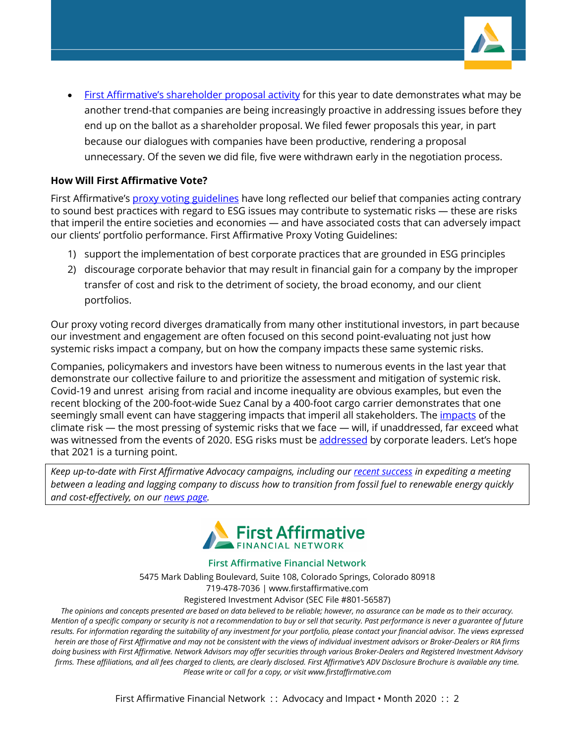- First Affirmative's shareholder proposal activity for this year to date demonstrates what may be another trend-that companies are being increasingly proactive in addressing issues before they end up on the ballot as a shareholder proposal. We filed fewer proposals this year, in part because our dialogues with companies have been productive, rendering a proposal unnecessary. Of the seven we did file, five were withdrawn early in the negotiation process.

**How Will First Affirmative Vote?**

First Affirmative's proxy voting guidelines have long reflected our belief that companies acting contrary to sound best practices with regard to ESG issues may contribute to systematic risks — these are risks that imperil the entire societies and economies — and have associated costs that can adversely impact our clients' portfolio performance. First Affirmative Proxy Voting Guidelines:

1) support the implementation of best corporate practices that are grounded in ESG principles
2) discourage corporate behavior that may result in financial gain for a company by the improper transfer of cost and risk to the detriment of society, the broad economy, and our client portfolios.

Our proxy voting record diverges dramatically from many other institutional investors, in part because our investment and engagement are often focused on this second point-evaluating not just how systemic risks impact a company, but on how the company impacts these same systemic risks.

Companies, policymakers and investors have been witness to numerous events in the last year that demonstrate our collective failure to and prioritize the assessment and mitigation of systemic risk. Covid-19 and unrest arising from racial and income inequality are obvious examples, but even the recent blocking of the 200-foot-wide Suez Canal by a 400-foot cargo carrier demonstrates that one seemingly small event can have staggering impacts that imperil all stakeholders. The impacts of the climate risk — the most pressing of systemic risks that we face — will, if unaddressed, far exceed what was witnessed from the events of 2020. ESG risks must be addressed by corporate leaders. Let's hope that 2021 is a turning point.

*Keep up-to-date with First Affirmative Advocacy campaigns, including our recent success in expediting a meeting between a leading and lagging company to discuss how to transition from fossil fuel to renewable energy quickly and cost-effectively, on our news page.*

First Affirmative
FINANCIAL NETWORK

**First Affirmative Financial Network**

5475 Mark Dabling Boulevard, Suite 108, Colorado Springs, Colorado 80918
719-478-7036 | www.firstaffirmative.com
Registered Investment Advisor (SEC File #801-56587)

*The opinions and concepts presented are based on data believed to be reliable; however, no assurance can be made as to their accuracy. Mention of a specific company or security is not a recommendation to buy or sell that security. Past performance is never a guarantee of future results. For information regarding the suitability of any investment for your portfolio, please contact your financial advisor. The views expressed herein are those of First Affirmative and may not be consistent with the views of individual investment advisors or Broker-Dealers or RIA firms doing business with First Affirmative. Network Advisors may offer securities through various Broker-Dealers and Registered Investment Advisory firms. These affiliations, and all fees charged to clients, are clearly disclosed. First Affirmative's ADV Disclosure Brochure is available any time. Please write or call for a copy, or visit www.firstaffirmative.com*